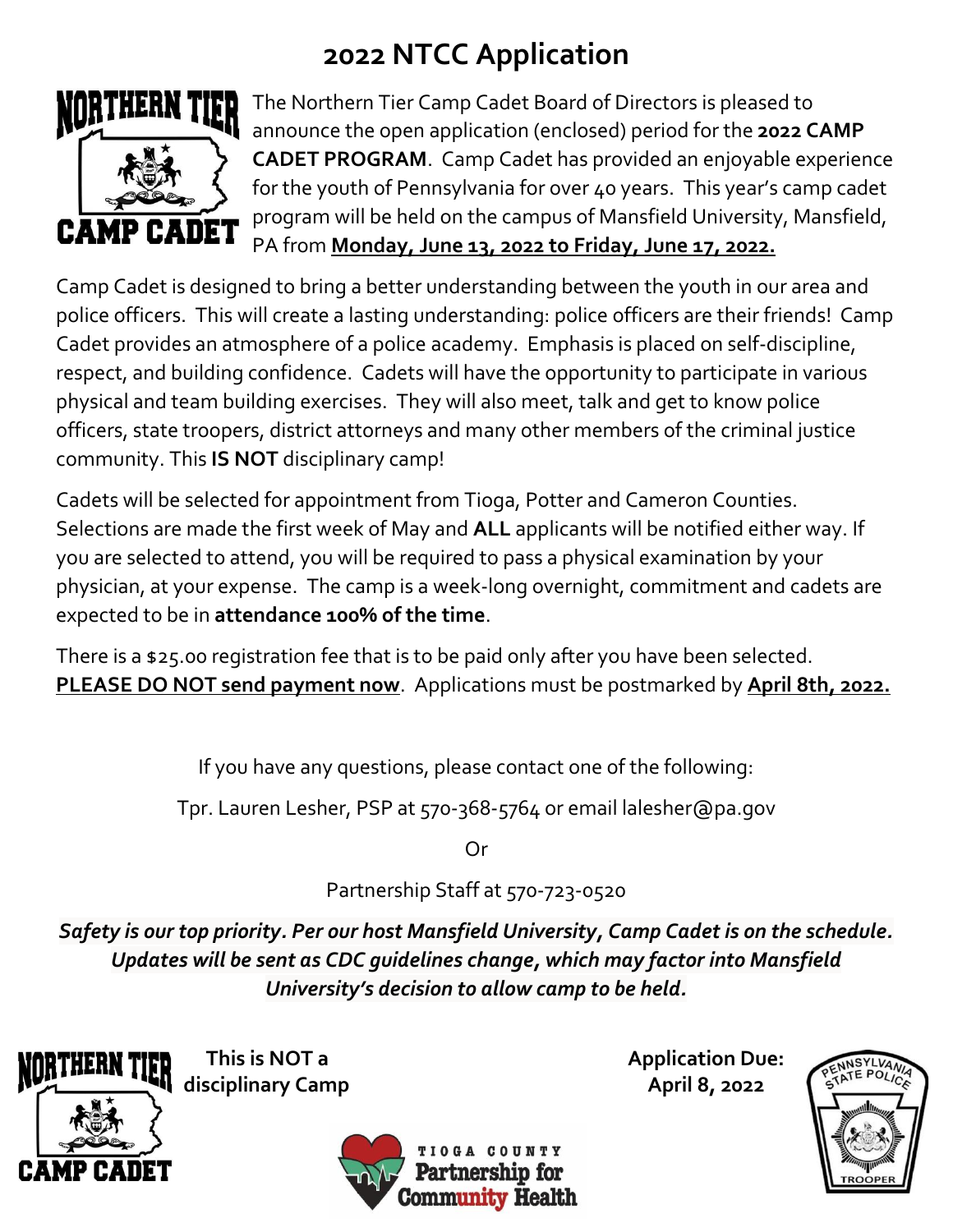# 2022 NTCC Application

The Northern Tier Camp Cadet Board of Directors is pleased to announce the open application (enclosed) period for the **2022 CAMP CADET PROGRAM**. Camp Cadet has provided an enjoyable experience for the youth of Pennsylvania for over 40 years. This year's camp cadet program will be held on the campus of Mansfield University, Mansfield, PA from **<u>Monday, June 13, 2022 to Friday, June 17, 2022.</u>**

Camp Cadet is designed to bring a better understanding between the youth in our area and police officers. This will create a lasting understanding: police officers are their friends! Camp Cadet provides an atmosphere of a police academy. Emphasis is placed on self-discipline, respect, and building confidence. Cadets will have the opportunity to participate in various physical and team building exercises. They will also meet, talk and get to know police officers, state troopers, district attorneys and many other members of the criminal justice community. This **IS NOT** disciplinary camp!

Cadets will be selected for appointment from Tioga, Potter and Cameron Counties. Selections are made the first week of May and **ALL** applicants will be notified either way. If you are selected to attend, you will be required to pass a physical examination by your physician, at your expense. The camp is a week-long overnight, commitment and cadets are expected to be in **attendance 100% of the time**.

There is a $25.00 registration fee that is to be paid only after you have been selected. **<u>PLEASE DO NOT send payment now</u>**. Applications must be postmarked by **<u>April 8th, 2022.</u>**

If you have any questions, please contact one of the following:

Tpr. Lauren Lesher, PSP at 570-368-5764 or email lalesher@pa.gov

Or

Partnership Staff at 570-723-0520

***Safety is our top priority. Per our host Mansfield University, Camp Cadet is on the schedule. Updates will be sent as CDC guidelines change, which may factor into Mansfield University's decision to allow camp to be held.***

**This is NOT a disciplinary Camp**

**Application Due: April 8, 2022**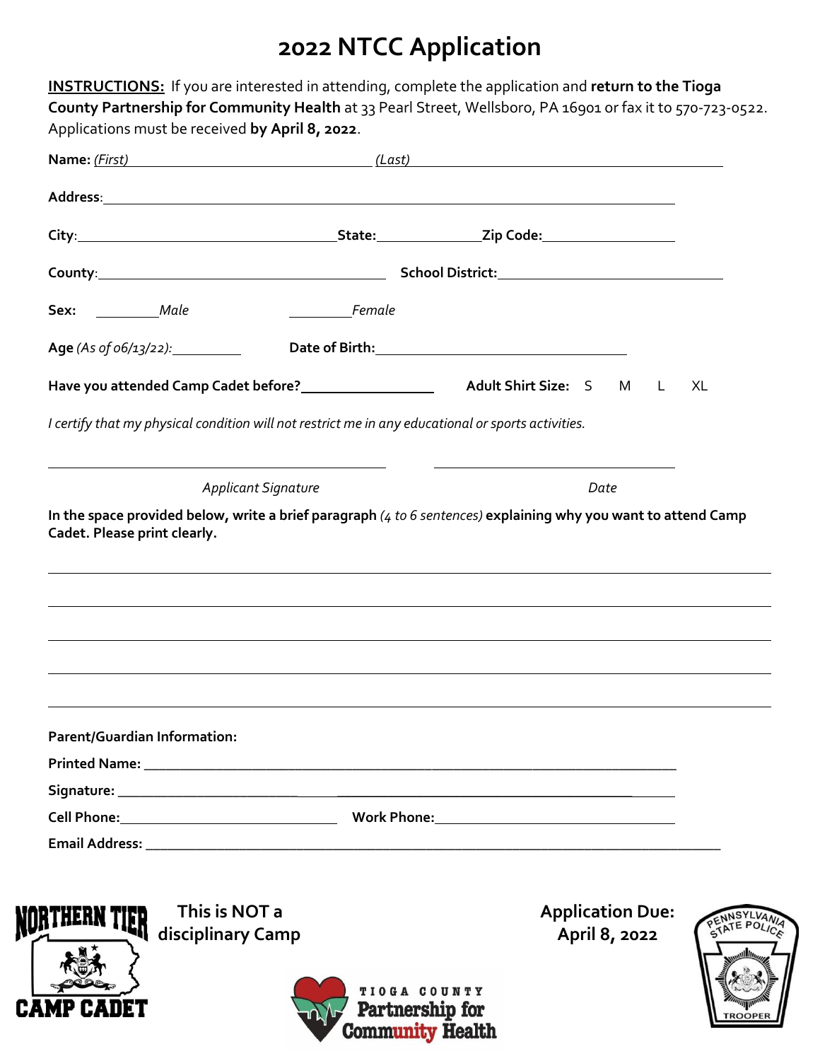# 2022 NTCC Application

**INSTRUCTIONS:** If you are interested in attending, complete the application and **return to the Tioga County Partnership for Community Health** at 33 Pearl Street, Wellsboro, PA 16901 or fax it to 570-723-0522. Applications must be received **by April 8, 2022**.

**Name:** *(First)* ______________________ *(Last)* ______________________

**Address:** ________________________________________

**City:** ____________________ **State:** __________ **Zip Code:** __________

**County:** ____________________ **School District:** ____________________

**Sex:** ________ *Male* ________ *Female*

**Age** *(As of 06/13/22):* ________ **Date of Birth:** ____________________

**Have you attended Camp Cadet before?** __________ **Adult Shirt Size:** S M L XL

*I certify that my physical condition will not restrict me in any educational or sports activities.*

______________________________ ______________________________

*Applicant Signature* *Date*

**In the space provided below, write a brief paragraph** *(4 to 6 sentences)* **explaining why you want to attend Camp Cadet. Please print clearly.**

________________________________________________________________

________________________________________________________________

________________________________________________________________

________________________________________________________________

________________________________________________________________

**Parent/Guardian Information:**

**Printed Name:** ________________________________________

**Signature:** ________________________________________

**Cell Phone:** ____________________ **Work Phone:** ____________________

**Email Address:** ________________________________________

NORTHERN TIER CAMP CADET

**This is NOT a disciplinary Camp**

**Application Due: April 8, 2022**

TIOGA COUNTY Partnership for Community Health

PENNSYLVANIA STATE POLICE TROOPER